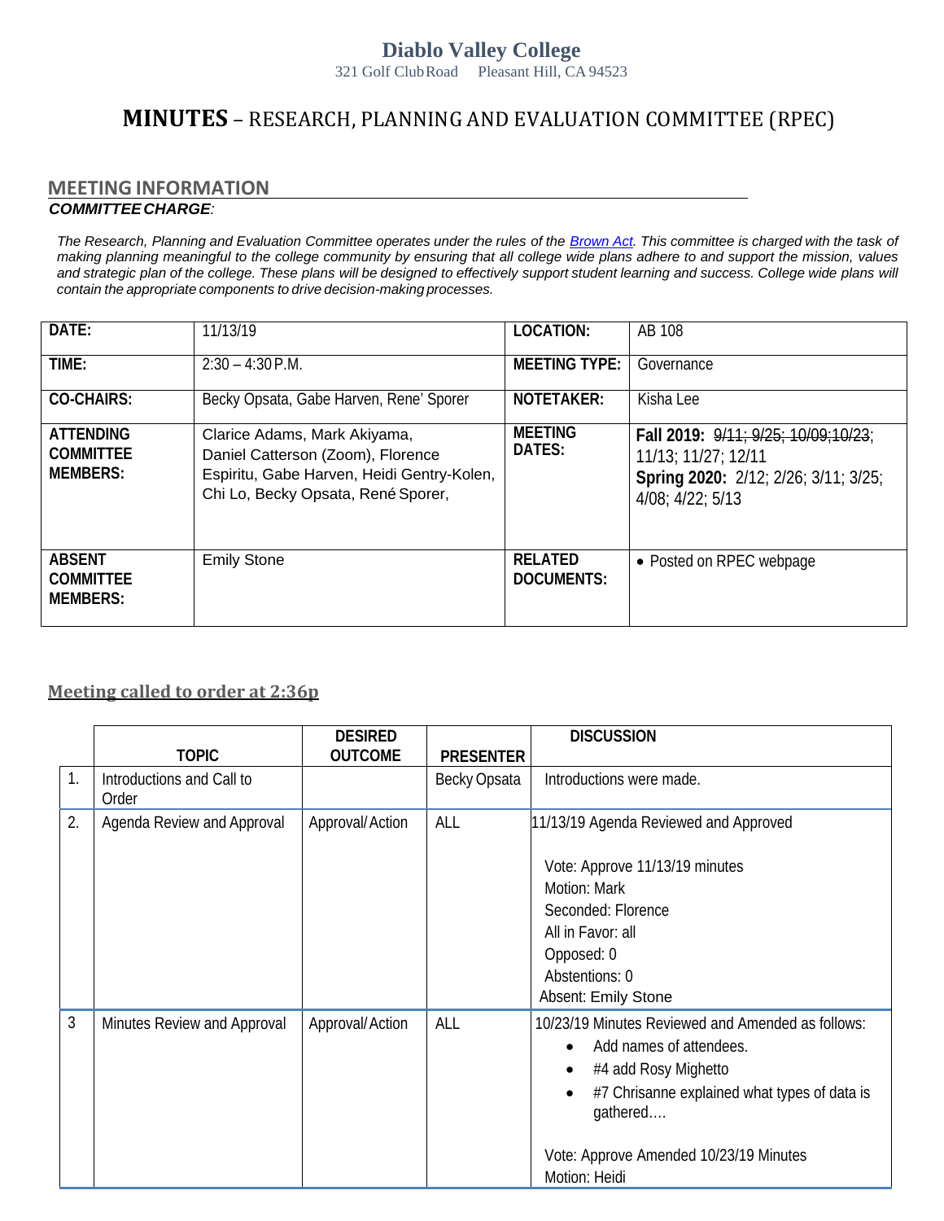**Diablo Valley College**

321 Golf Club Road Pleasant Hill, CA 94523

# MINUTES – RESEARCH, PLANNING AND EVALUATION COMMITTEE (RPEC)

## MEETING INFORMATION

***COMMITTEE CHARGE:***

*The Research, Planning and Evaluation Committee operates under the rules of the [Brown Act](). This committee is charged with the task of making planning meaningful to the college community by ensuring that all college wide plans adhere to and support the mission, values and strategic plan of the college. These plans will be designed to effectively support student learning and success. College wide plans will contain the appropriate components to drive decision-making processes.*

| **DATE:** | 11/13/19 | **LOCATION:** | AB 108 |
|---|---|---|---|
| **TIME:** | 2:30 – 4:30 P.M. | **MEETING TYPE:** | Governance |
| **CO-CHAIRS:** | Becky Opsata, Gabe Harven, Rene' Sporer | **NOTETAKER:** | Kisha Lee |
| **ATTENDING COMMITTEE MEMBERS:** | Clarice Adams, Mark Akiyama, Daniel Catterson (Zoom), Florence Espiritu, Gabe Harven, Heidi Gentry-Kolen, Chi Lo, Becky Opsata, René Sporer, | **MEETING DATES:** | **Fall 2019:** ~~9/11; 9/25; 10/09;10/23~~; 11/13; 11/27; 12/11 **Spring 2020:** 2/12; 2/26; 3/11; 3/25; 4/08; 4/22; 5/13 |
| **ABSENT COMMITTEE MEMBERS:** | Emily Stone | **RELATED DOCUMENTS:** | • Posted on RPEC webpage |

## Meeting called to order at 2:36p

| | TOPIC | DESIRED OUTCOME | PRESENTER | DISCUSSION |
|---|---|---|---|---|
| 1. | Introductions and Call to Order | | Becky Opsata | Introductions were made. |
| 2. | Agenda Review and Approval | Approval/ Action | ALL | 11/13/19 Agenda Reviewed and Approved<br><br>Vote: Approve 11/13/19 minutes<br>Motion: Mark<br>Seconded: Florence<br>All in Favor: all<br>Opposed: 0<br>Abstentions: 0<br>Absent: Emily Stone |
| 3 | Minutes Review and Approval | Approval/ Action | ALL | 10/23/19 Minutes Reviewed and Amended as follows:<br>• Add names of attendees.<br>• #4 add Rosy Mighetto<br>• #7 Chrisanne explained what types of data is gathered….<br><br>Vote: Approve Amended 10/23/19 Minutes<br>Motion: Heidi |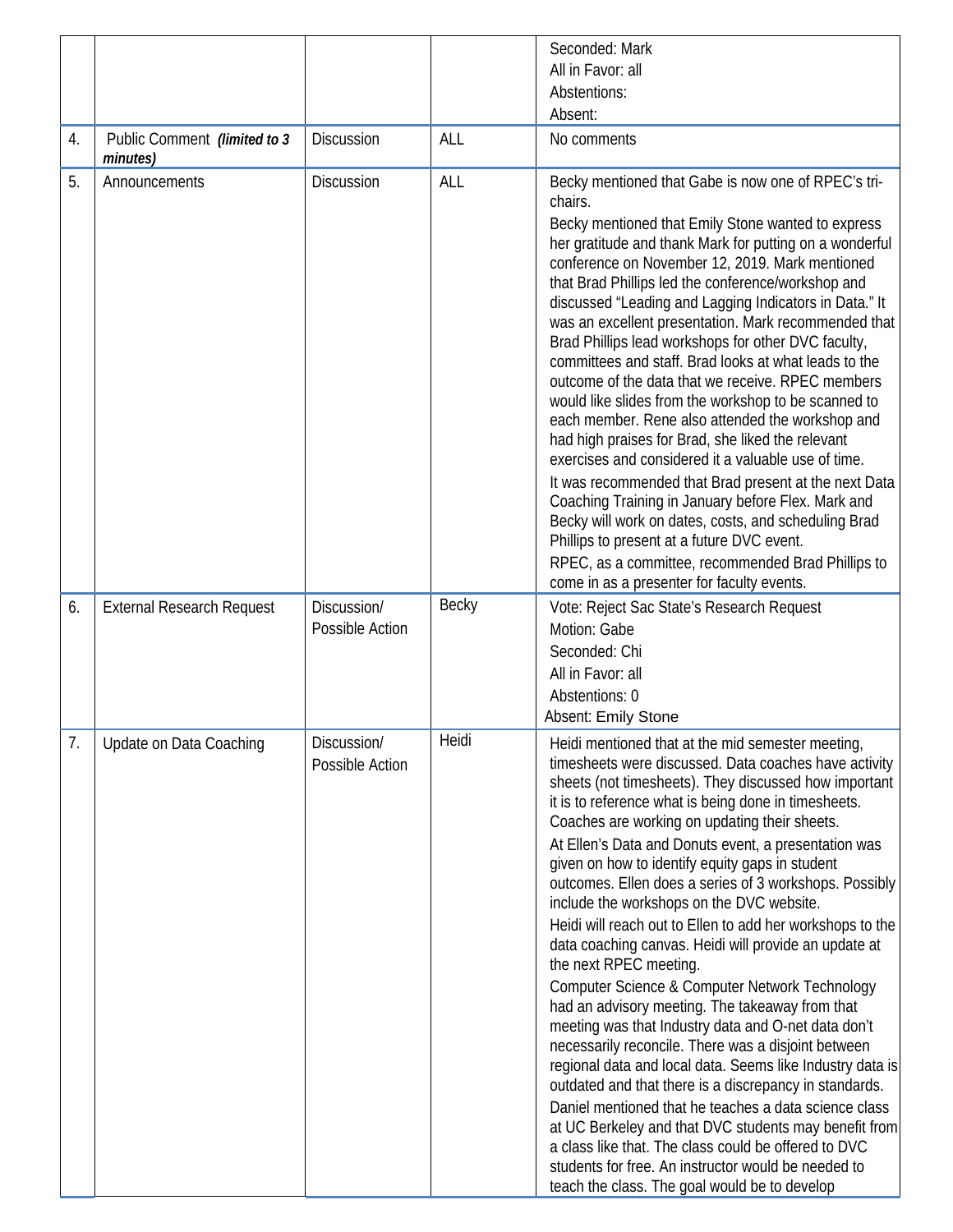| | | | | |
|---|---|---|---|---|
| | | | | Seconded: Mark<br>All in Favor: all<br>Abstentions:<br>Absent: |
| 4. | Public Comment ***(limited to 3 minutes)*** | Discussion | ALL | No comments |
| 5. | Announcements | Discussion | ALL | Becky mentioned that Gabe is now one of RPEC's tri-chairs.<br>Becky mentioned that Emily Stone wanted to express her gratitude and thank Mark for putting on a wonderful conference on November 12, 2019. Mark mentioned that Brad Phillips led the conference/workshop and discussed "Leading and Lagging Indicators in Data." It was an excellent presentation. Mark recommended that Brad Phillips lead workshops for other DVC faculty, committees and staff. Brad looks at what leads to the outcome of the data that we receive. RPEC members would like slides from the workshop to be scanned to each member. Rene also attended the workshop and had high praises for Brad, she liked the relevant exercises and considered it a valuable use of time.<br>It was recommended that Brad present at the next Data Coaching Training in January before Flex. Mark and Becky will work on dates, costs, and scheduling Brad Phillips to present at a future DVC event.<br>RPEC, as a committee, recommended Brad Phillips to come in as a presenter for faculty events. |
| 6. | External Research Request | Discussion/ Possible Action | Becky | Vote: Reject Sac State's Research Request<br>Motion: Gabe<br>Seconded: Chi<br>All in Favor: all<br>Abstentions: 0<br>Absent: Emily Stone |
| 7. | Update on Data Coaching | Discussion/ Possible Action | Heidi | Heidi mentioned that at the mid semester meeting, timesheets were discussed. Data coaches have activity sheets (not timesheets). They discussed how important it is to reference what is being done in timesheets. Coaches are working on updating their sheets.<br>At Ellen's Data and Donuts event, a presentation was given on how to identify equity gaps in student outcomes. Ellen does a series of 3 workshops. Possibly include the workshops on the DVC website.<br>Heidi will reach out to Ellen to add her workshops to the data coaching canvas. Heidi will provide an update at the next RPEC meeting.<br>Computer Science & Computer Network Technology had an advisory meeting. The takeaway from that meeting was that Industry data and O-net data don't necessarily reconcile. There was a disjoint between regional data and local data. Seems like Industry data is outdated and that there is a discrepancy in standards.<br>Daniel mentioned that he teaches a data science class at UC Berkeley and that DVC students may benefit from a class like that. The class could be offered to DVC students for free. An instructor would be needed to teach the class. The goal would be to develop |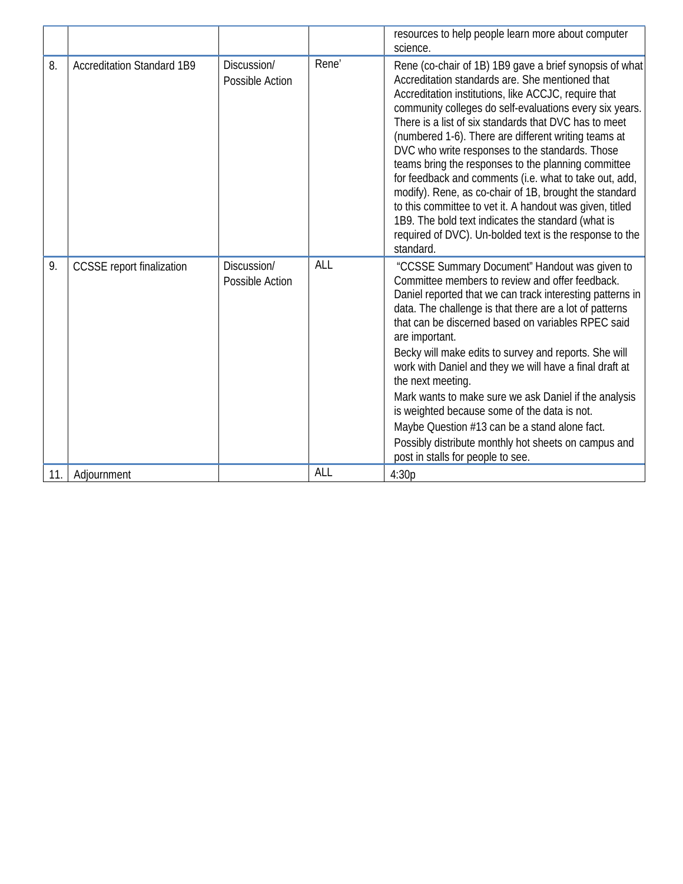| | | | | |
|---|---|---|---|---|
| | | | | resources to help people learn more about computer science. |
| 8. | Accreditation Standard 1B9 | Discussion/ Possible Action | Rene' | Rene (co-chair of 1B) 1B9 gave a brief synopsis of what Accreditation standards are. She mentioned that Accreditation institutions, like ACCJC, require that community colleges do self-evaluations every six years. There is a list of six standards that DVC has to meet (numbered 1-6). There are different writing teams at DVC who write responses to the standards. Those teams bring the responses to the planning committee for feedback and comments (i.e. what to take out, add, modify). Rene, as co-chair of 1B, brought the standard to this committee to vet it. A handout was given, titled 1B9. The bold text indicates the standard (what is required of DVC). Un-bolded text is the response to the standard. |
| 9. | CCSSE report finalization | Discussion/ Possible Action | ALL | "CCSSE Summary Document" Handout was given to Committee members to review and offer feedback. Daniel reported that we can track interesting patterns in data. The challenge is that there are a lot of patterns that can be discerned based on variables RPEC said are important.<br>Becky will make edits to survey and reports. She will work with Daniel and they we will have a final draft at the next meeting.<br>Mark wants to make sure we ask Daniel if the analysis is weighted because some of the data is not.<br>Maybe Question #13 can be a stand alone fact.<br>Possibly distribute monthly hot sheets on campus and post in stalls for people to see. |
| 11. | Adjournment | | ALL | 4:30p |